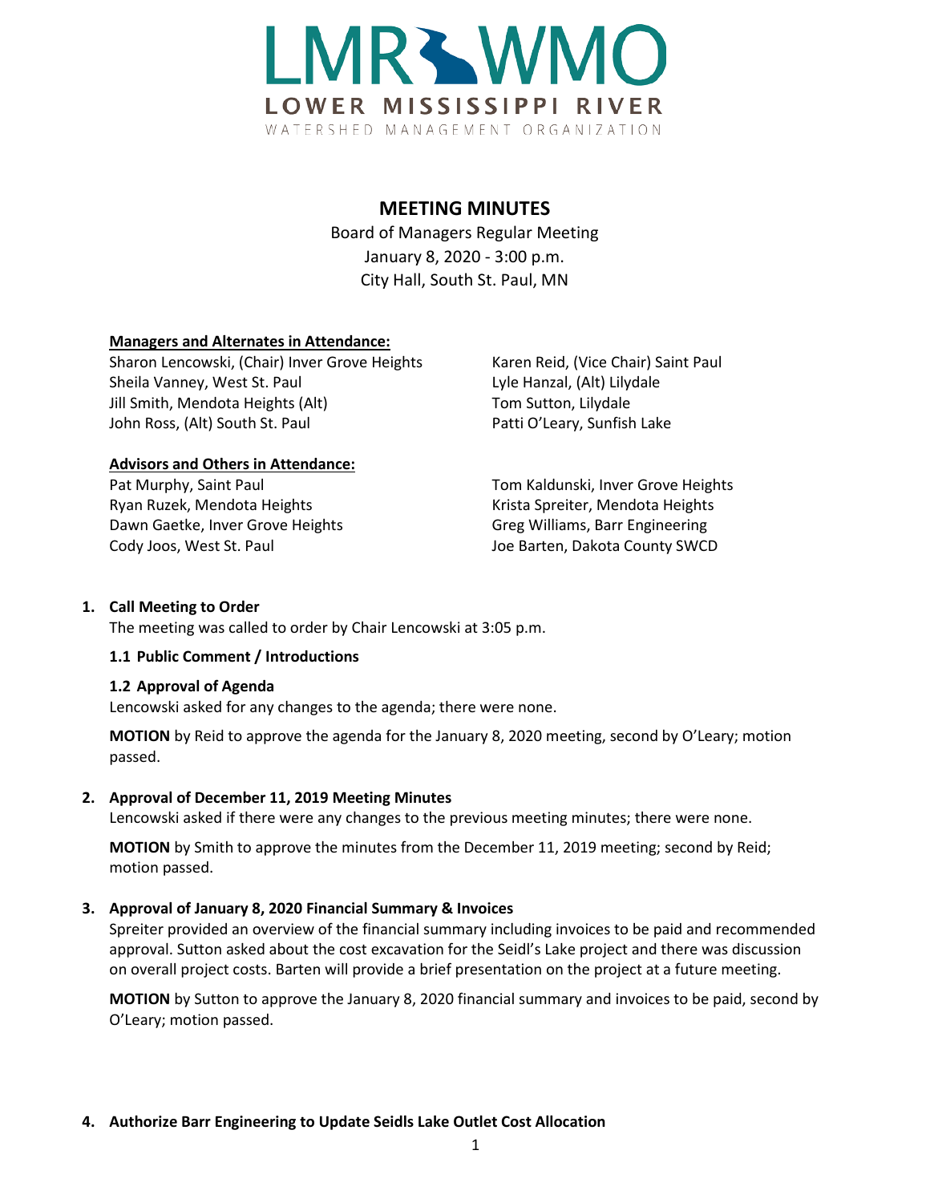# LMR WMO

LOWER MISSISSIPPI RIVER

WATERSHED MANAGEMENT ORGANIZATION

## MEETING MINUTES

Board of Managers Regular Meeting
January 8, 2020 - 3:00 p.m.
City Hall, South St. Paul, MN

**Managers and Alternates in Attendance:**

Sharon Lencowski, (Chair) Inver Grove Heights
Sheila Vanney, West St. Paul
Jill Smith, Mendota Heights (Alt)
John Ross, (Alt) South St. Paul
Karen Reid, (Vice Chair) Saint Paul
Lyle Hanzal, (Alt) Lilydale
Tom Sutton, Lilydale
Patti O'Leary, Sunfish Lake

**Advisors and Others in Attendance:**

Pat Murphy, Saint Paul
Ryan Ruzek, Mendota Heights
Dawn Gaetke, Inver Grove Heights
Cody Joos, West St. Paul
Tom Kaldunski, Inver Grove Heights
Krista Spreiter, Mendota Heights
Greg Williams, Barr Engineering
Joe Barten, Dakota County SWCD

**1. Call Meeting to Order**

The meeting was called to order by Chair Lencowski at 3:05 p.m.

**1.1 Public Comment / Introductions**

**1.2 Approval of Agenda**

Lencowski asked for any changes to the agenda; there were none.

**MOTION** by Reid to approve the agenda for the January 8, 2020 meeting, second by O'Leary; motion passed.

**2. Approval of December 11, 2019 Meeting Minutes**

Lencowski asked if there were any changes to the previous meeting minutes; there were none.

**MOTION** by Smith to approve the minutes from the December 11, 2019 meeting; second by Reid; motion passed.

**3. Approval of January 8, 2020 Financial Summary & Invoices**

Spreiter provided an overview of the financial summary including invoices to be paid and recommended approval. Sutton asked about the cost excavation for the Seidl's Lake project and there was discussion on overall project costs. Barten will provide a brief presentation on the project at a future meeting.

**MOTION** by Sutton to approve the January 8, 2020 financial summary and invoices to be paid, second by O'Leary; motion passed.

**4. Authorize Barr Engineering to Update Seidls Lake Outlet Cost Allocation**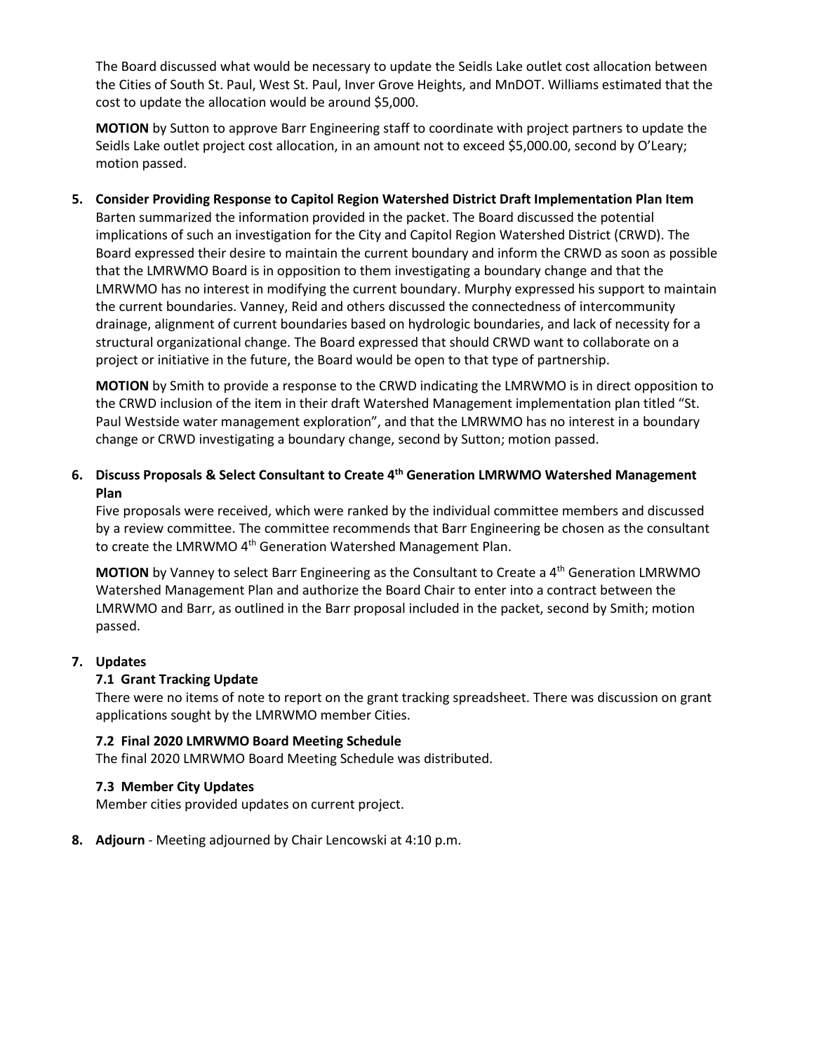The Board discussed what would be necessary to update the Seidls Lake outlet cost allocation between the Cities of South St. Paul, West St. Paul, Inver Grove Heights, and MnDOT. Williams estimated that the cost to update the allocation would be around $5,000.

**MOTION** by Sutton to approve Barr Engineering staff to coordinate with project partners to update the Seidls Lake outlet project cost allocation, in an amount not to exceed $5,000.00, second by O'Leary; motion passed.

5. **Consider Providing Response to Capitol Region Watershed District Draft Implementation Plan Item**
   Barten summarized the information provided in the packet. The Board discussed the potential implications of such an investigation for the City and Capitol Region Watershed District (CRWD). The Board expressed their desire to maintain the current boundary and inform the CRWD as soon as possible that the LMRWMO Board is in opposition to them investigating a boundary change and that the LMRWMO has no interest in modifying the current boundary. Murphy expressed his support to maintain the current boundaries. Vanney, Reid and others discussed the connectedness of intercommunity drainage, alignment of current boundaries based on hydrologic boundaries, and lack of necessity for a structural organizational change. The Board expressed that should CRWD want to collaborate on a project or initiative in the future, the Board would be open to that type of partnership.

   **MOTION** by Smith to provide a response to the CRWD indicating the LMRWMO is in direct opposition to the CRWD inclusion of the item in their draft Watershed Management implementation plan titled "St. Paul Westside water management exploration", and that the LMRWMO has no interest in a boundary change or CRWD investigating a boundary change, second by Sutton; motion passed.

6. **Discuss Proposals & Select Consultant to Create 4th Generation LMRWMO Watershed Management Plan**
   Five proposals were received, which were ranked by the individual committee members and discussed by a review committee. The committee recommends that Barr Engineering be chosen as the consultant to create the LMRWMO 4th Generation Watershed Management Plan.

   **MOTION** by Vanney to select Barr Engineering as the Consultant to Create a 4th Generation LMRWMO Watershed Management Plan and authorize the Board Chair to enter into a contract between the LMRWMO and Barr, as outlined in the Barr proposal included in the packet, second by Smith; motion passed.

7. **Updates**

   **7.1 Grant Tracking Update**
   There were no items of note to report on the grant tracking spreadsheet. There was discussion on grant applications sought by the LMRWMO member Cities.

   **7.2 Final 2020 LMRWMO Board Meeting Schedule**
   The final 2020 LMRWMO Board Meeting Schedule was distributed.

   **7.3 Member City Updates**
   Member cities provided updates on current project.

8. **Adjourn** - Meeting adjourned by Chair Lencowski at 4:10 p.m.